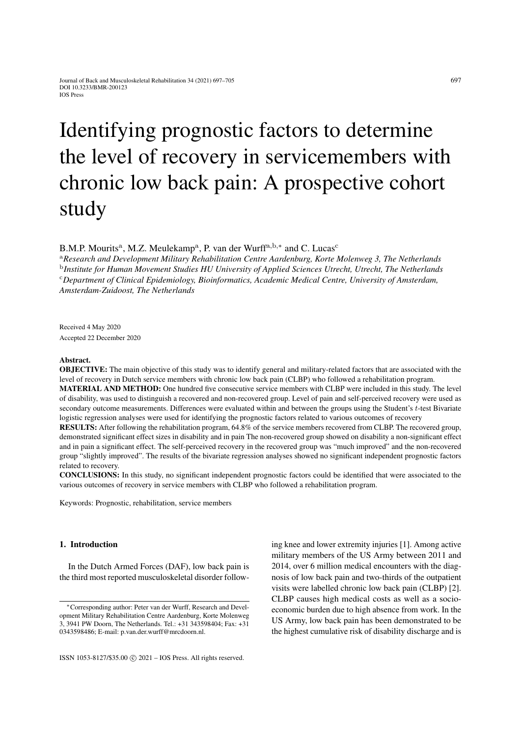# Identifying prognostic factors to determine the level of recovery in servicemembers with chronic low back pain: A prospective cohort study

B.M.P. Mourits[a], M.Z. Meulekamp[a], P. van der Wurff[a,b,*] and C. Lucas[c]

[a] *Research and Development Military Rehabilitation Centre Aardenburg, Korte Molenweg 3, The Netherlands*
[b] *Institute for Human Movement Studies HU University of Applied Sciences Utrecht, Utrecht, The Netherlands*
[c] *Department of Clinical Epidemiology, Bioinformatics, Academic Medical Centre, University of Amsterdam, Amsterdam-Zuidoost, The Netherlands*

Received 4 May 2020
Accepted 22 December 2020

**Abstract.**

**OBJECTIVE:** The main objective of this study was to identify general and military-related factors that are associated with the level of recovery in Dutch service members with chronic low back pain (CLBP) who followed a rehabilitation program.

**MATERIAL AND METHOD:** One hundred five consecutive service members with CLBP were included in this study. The level of disability, was used to distinguish a recovered and non-recovered group. Level of pain and self-perceived recovery were used as secondary outcome measurements. Differences were evaluated within and between the groups using the Student's $t$-test Bivariate logistic regression analyses were used for identifying the prognostic factors related to various outcomes of recovery

**RESULTS:** After following the rehabilitation program, 64.8% of the service members recovered from CLBP. The recovered group, demonstrated significant effect sizes in disability and in pain The non-recovered group showed on disability a non-significant effect and in pain a significant effect. The self-perceived recovery in the recovered group was "much improved" and the non-recovered group "slightly improved". The results of the bivariate regression analyses showed no significant independent prognostic factors related to recovery.

**CONCLUSIONS:** In this study, no significant independent prognostic factors could be identified that were associated to the various outcomes of recovery in service members with CLBP who followed a rehabilitation program.

Keywords: Prognostic, rehabilitation, service members

## 1. Introduction

In the Dutch Armed Forces (DAF), low back pain is the third most reported musculoskeletal disorder following knee and lower extremity injuries [1]. Among active military members of the US Army between 2011 and 2014, over 6 million medical encounters with the diagnosis of low back pain and two-thirds of the outpatient visits were labelled chronic low back pain (CLBP) [2]. CLBP causes high medical costs as well as a socioeconomic burden due to high absence from work. In the US Army, low back pain has been demonstrated to be the highest cumulative risk of disability discharge and is

*Corresponding author: Peter van der Wurff, Research and Development Military Rehabilitation Centre Aardenburg, Korte Molenweg 3, 3941 PW Doorn, The Netherlands. Tel.: +31 343598404; Fax: +31 0343598486; E-mail: p.van.der.wurff@mrcdoorn.nl.

ISSN 1053-8127/$35.00 © 2021 – IOS Press. All rights reserved.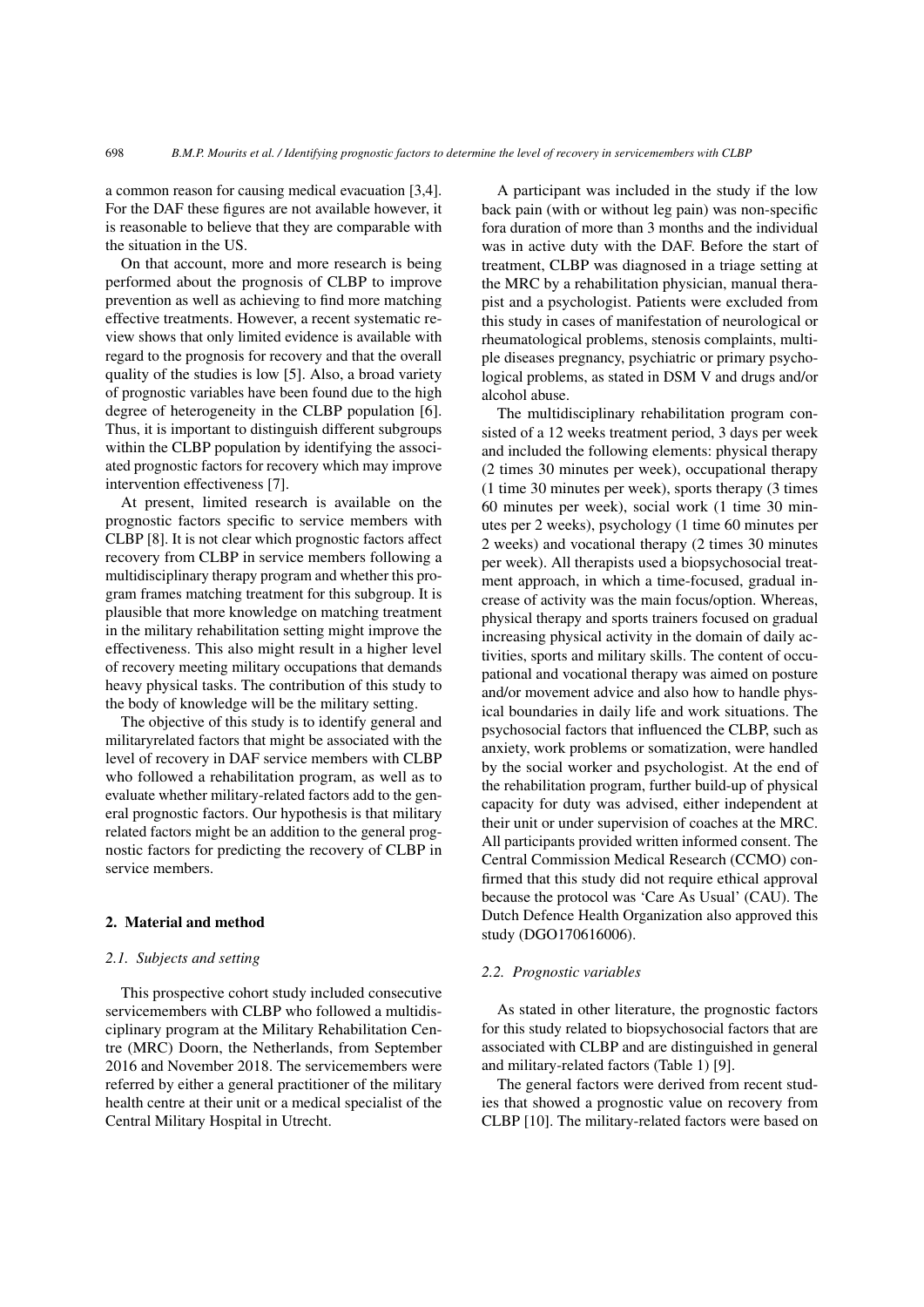a common reason for causing medical evacuation [3,4]. For the DAF these figures are not available however, it is reasonable to believe that they are comparable with the situation in the US.

On that account, more and more research is being performed about the prognosis of CLBP to improve prevention as well as achieving to find more matching effective treatments. However, a recent systematic review shows that only limited evidence is available with regard to the prognosis for recovery and that the overall quality of the studies is low [5]. Also, a broad variety of prognostic variables have been found due to the high degree of heterogeneity in the CLBP population [6]. Thus, it is important to distinguish different subgroups within the CLBP population by identifying the associated prognostic factors for recovery which may improve intervention effectiveness [7].

At present, limited research is available on the prognostic factors specific to service members with CLBP [8]. It is not clear which prognostic factors affect recovery from CLBP in service members following a multidisciplinary therapy program and whether this program frames matching treatment for this subgroup. It is plausible that more knowledge on matching treatment in the military rehabilitation setting might improve the effectiveness. This also might result in a higher level of recovery meeting military occupations that demands heavy physical tasks. The contribution of this study to the body of knowledge will be the military setting.

The objective of this study is to identify general and militaryrelated factors that might be associated with the level of recovery in DAF service members with CLBP who followed a rehabilitation program, as well as to evaluate whether military-related factors add to the general prognostic factors. Our hypothesis is that military related factors might be an addition to the general prognostic factors for predicting the recovery of CLBP in service members.

## 2. Material and method

### 2.1. Subjects and setting

This prospective cohort study included consecutive servicemembers with CLBP who followed a multidisciplinary program at the Military Rehabilitation Centre (MRC) Doorn, the Netherlands, from September 2016 and November 2018. The servicemembers were referred by either a general practitioner of the military health centre at their unit or a medical specialist of the Central Military Hospital in Utrecht.

A participant was included in the study if the low back pain (with or without leg pain) was non-specific fora duration of more than 3 months and the individual was in active duty with the DAF. Before the start of treatment, CLBP was diagnosed in a triage setting at the MRC by a rehabilitation physician, manual therapist and a psychologist. Patients were excluded from this study in cases of manifestation of neurological or rheumatological problems, stenosis complaints, multiple diseases pregnancy, psychiatric or primary psychological problems, as stated in DSM V and drugs and/or alcohol abuse.

The multidisciplinary rehabilitation program consisted of a 12 weeks treatment period, 3 days per week and included the following elements: physical therapy (2 times 30 minutes per week), occupational therapy (1 time 30 minutes per week), sports therapy (3 times 60 minutes per week), social work (1 time 30 minutes per 2 weeks), psychology (1 time 60 minutes per 2 weeks) and vocational therapy (2 times 30 minutes per week). All therapists used a biopsychosocial treatment approach, in which a time-focused, gradual increase of activity was the main focus/option. Whereas, physical therapy and sports trainers focused on gradual increasing physical activity in the domain of daily activities, sports and military skills. The content of occupational and vocational therapy was aimed on posture and/or movement advice and also how to handle physical boundaries in daily life and work situations. The psychosocial factors that influenced the CLBP, such as anxiety, work problems or somatization, were handled by the social worker and psychologist. At the end of the rehabilitation program, further build-up of physical capacity for duty was advised, either independent at their unit or under supervision of coaches at the MRC. All participants provided written informed consent. The Central Commission Medical Research (CCMO) confirmed that this study did not require ethical approval because the protocol was 'Care As Usual' (CAU). The Dutch Defence Health Organization also approved this study (DGO170616006).

### 2.2. Prognostic variables

As stated in other literature, the prognostic factors for this study related to biopsychosocial factors that are associated with CLBP and are distinguished in general and military-related factors (Table 1) [9].

The general factors were derived from recent studies that showed a prognostic value on recovery from CLBP [10]. The military-related factors were based on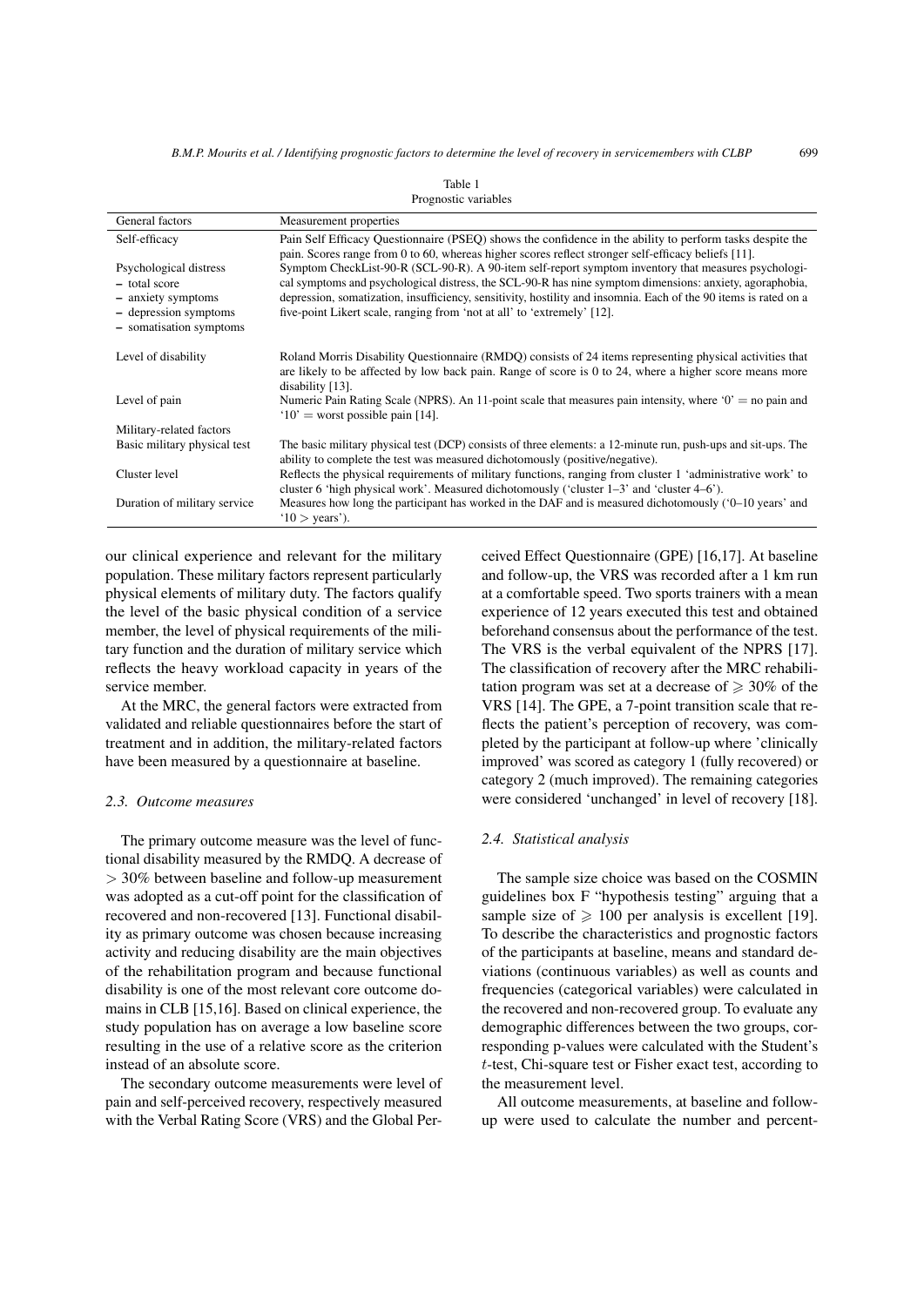Table 1
Prognostic variables

| General factors | Measurement properties |
|---|---|
| Self-efficacy | Pain Self Efficacy Questionnaire (PSEQ) shows the confidence in the ability to perform tasks despite the pain. Scores range from 0 to 60, whereas higher scores reflect stronger self-efficacy beliefs [11]. |
| Psychological distress<br>– total score<br>– anxiety symptoms<br>– depression symptoms<br>– somatisation symptoms | Symptom CheckList-90-R (SCL-90-R). A 90-item self-report symptom inventory that measures psychological symptoms and psychological distress, the SCL-90-R has nine symptom dimensions: anxiety, agoraphobia, depression, somatization, insufficiency, sensitivity, hostility and insomnia. Each of the 90 items is rated on a five-point Likert scale, ranging from 'not at all' to 'extremely' [12]. |
| Level of disability | Roland Morris Disability Questionnaire (RMDQ) consists of 24 items representing physical activities that are likely to be affected by low back pain. Range of score is 0 to 24, where a higher score means more disability [13]. |
| Level of pain | Numeric Pain Rating Scale (NPRS). An 11-point scale that measures pain intensity, where '0' = no pain and '10' = worst possible pain [14]. |
| Military-related factors | |
| Basic military physical test | The basic military physical test (DCP) consists of three elements: a 12-minute run, push-ups and sit-ups. The ability to complete the test was measured dichotomously (positive/negative). |
| Cluster level | Reflects the physical requirements of military functions, ranging from cluster 1 'administrative work' to cluster 6 'high physical work'. Measured dichotomously ('cluster 1–3' and 'cluster 4–6'). |
| Duration of military service | Measures how long the participant has worked in the DAF and is measured dichotomously ('0–10 years' and '10 > years'). |

our clinical experience and relevant for the military population. These military factors represent particularly physical elements of military duty. The factors qualify the level of the basic physical condition of a service member, the level of physical requirements of the military function and the duration of military service which reflects the heavy workload capacity in years of the service member.

At the MRC, the general factors were extracted from validated and reliable questionnaires before the start of treatment and in addition, the military-related factors have been measured by a questionnaire at baseline.

### *2.3. Outcome measures*

The primary outcome measure was the level of functional disability measured by the RMDQ. A decrease of $> 30\%$ between baseline and follow-up measurement was adopted as a cut-off point for the classification of recovered and non-recovered [13]. Functional disability as primary outcome was chosen because increasing activity and reducing disability are the main objectives of the rehabilitation program and because functional disability is one of the most relevant core outcome domains in CLB [15,16]. Based on clinical experience, the study population has on average a low baseline score resulting in the use of a relative score as the criterion instead of an absolute score.

The secondary outcome measurements were level of pain and self-perceived recovery, respectively measured with the Verbal Rating Score (VRS) and the Global Perceived Effect Questionnaire (GPE) [16,17]. At baseline and follow-up, the VRS was recorded after a 1 km run at a comfortable speed. Two sports trainers with a mean experience of 12 years executed this test and obtained beforehand consensus about the performance of the test. The VRS is the verbal equivalent of the NPRS [17]. The classification of recovery after the MRC rehabilitation program was set at a decrease of $\geqslant 30\%$ of the VRS [14]. The GPE, a 7-point transition scale that reflects the patient's perception of recovery, was completed by the participant at follow-up where 'clinically improved' was scored as category 1 (fully recovered) or category 2 (much improved). The remaining categories were considered 'unchanged' in level of recovery [18].

### *2.4. Statistical analysis*

The sample size choice was based on the COSMIN guidelines box F "hypothesis testing" arguing that a sample size of $\geqslant 100$ per analysis is excellent [19]. To describe the characteristics and prognostic factors of the participants at baseline, means and standard deviations (continuous variables) as well as counts and frequencies (categorical variables) were calculated in the recovered and non-recovered group. To evaluate any demographic differences between the two groups, corresponding p-values were calculated with the Student's $t$-test, Chi-square test or Fisher exact test, according to the measurement level.

All outcome measurements, at baseline and follow-up were used to calculate the number and percent-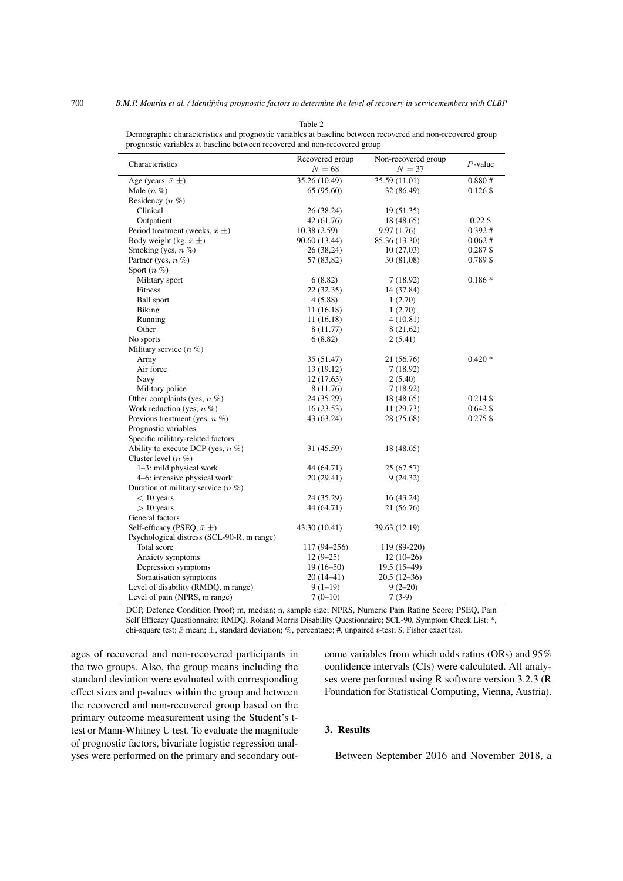Table 2
Demographic characteristics and prognostic variables at baseline between recovered and non-recovered group prognostic variables at baseline between recovered and non-recovered group

| Characteristics | Recovered group $N = 68$ | Non-recovered group $N = 37$ | $P$-value |
|---|---|---|---|
| Age (years, $\bar{x} \pm$) | 35.26 (10.49) | 35.59 (11.01) | 0.880 # |
| Male ($n$ %) | 65 (95.60) | 32 (86.49) | 0.126 $ |
| Residency ($n$ %) | | | |
| Clinical | 26 (38.24) | 19 (51.35) | |
| Outpatient | 42 (61.76) | 18 (48.65) | 0.22 $ |
| Period treatment (weeks, $\bar{x} \pm$) | 10.38 (2.59) | 9.97 (1.76) | 0.392 # |
| Body weight (kg, $\bar{x} \pm$) | 90.60 (13.44) | 85.36 (13.30) | 0.062 # |
| Smoking (yes, $n$ %) | 26 (38,24) | 10 (27,03) | 0.287 $ |
| Partner (yes, $n$ %) | 57 (83,82) | 30 (81,08) | 0.789 $ |
| Sport ($n$ %) | | | |
| Military sport | 6 (8.82) | 7 (18.92) | 0.186 * |
| Fitness | 22 (32.35) | 14 (37.84) | |
| Ball sport | 4 (5.88) | 1 (2.70) | |
| Biking | 11 (16.18) | 1 (2.70) | |
| Running | 11 (16.18) | 4 (10.81) | |
| Other | 8 (11.77) | 8 (21,62) | |
| No sports | 6 (8.82) | 2 (5.41) | |
| Military service ($n$ %) | | | |
| Army | 35 (51.47) | 21 (56.76) | 0.420 * |
| Air force | 13 (19.12) | 7 (18.92) | |
| Navy | 12 (17.65) | 2 (5.40) | |
| Military police | 8 (11.76) | 7 (18.92) | |
| Other complaints (yes, $n$ %) | 24 (35.29) | 18 (48.65) | 0.214 $ |
| Work reduction (yes, $n$ %) | 16 (23.53) | 11 (29.73) | 0.642 $ |
| Previous treatment (yes, $n$ %) | 43 (63.24) | 28 (75.68) | 0.275 $ |
| Prognostic variables | | | |
| Specific military-related factors | | | |
| Ability to execute DCP (yes, $n$ %) | 31 (45.59) | 18 (48.65) | |
| Cluster level ($n$ %) | | | |
| 1–3: mild physical work | 44 (64.71) | 25 (67.57) | |
| 4–6: intensive physical work | 20 (29.41) | 9 (24.32) | |
| Duration of military service ($n$ %) | | | |
| $<$ 10 years | 24 (35.29) | 16 (43.24) | |
| $>$ 10 years | 44 (64.71) | 21 (56.76) | |
| General factors | | | |
| Self-efficacy (PSEQ, $\bar{x} \pm$) | 43.30 (10.41) | 39.63 (12.19) | |
| Psychological distress (SCL-90-R, m range) | | | |
| Total score | 117 (94–256) | 119 (89-220) | |
| Anxiety symptoms | 12 (9–25) | 12 (10–26) | |
| Depression symptoms | 19 (16–50) | 19.5 (15–49) | |
| Somatisation symptoms | 20 (14–41) | 20.5 (12–36) | |
| Level of disability (RMDQ, m range) | 9 (1–19) | 9 (2–20) | |
| Level of pain (NPRS, m range) | 7 (0–10) | 7 (3-9) | |

DCP, Defence Condition Proof; m, median; n, sample size; NPRS, Numeric Pain Rating Score; PSEQ, Pain Self Efficacy Questionnaire; RMDQ, Roland Morris Disability Questionnaire; SCL-90, Symptom Check List; *, chi-square test; $\bar{x}$ mean; $\pm$, standard deviation; %, percentage; #, unpaired $t$-test; $, Fisher exact test.

ages of recovered and non-recovered participants in the two groups. Also, the group means including the standard deviation were evaluated with corresponding effect sizes and p-values within the group and between the recovered and non-recovered group based on the primary outcome measurement using the Student's t-test or Mann-Whitney U test. To evaluate the magnitude of prognostic factors, bivariate logistic regression analyses were performed on the primary and secondary outcome variables from which odds ratios (ORs) and 95% confidence intervals (CIs) were calculated. All analyses were performed using R software version 3.2.3 (R Foundation for Statistical Computing, Vienna, Austria).

## 3. Results

Between September 2016 and November 2018, a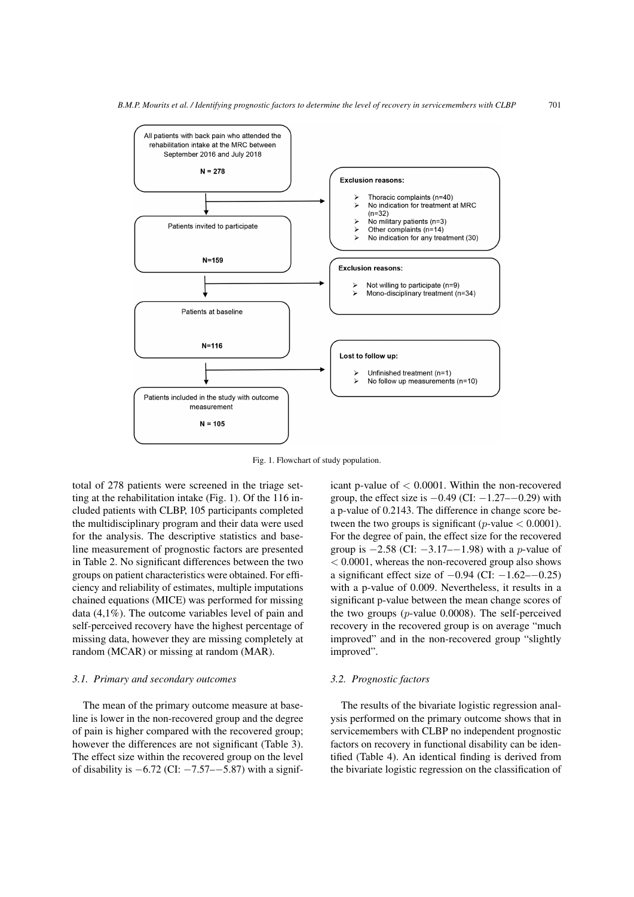All patients with back pain who attended the rehabilitation intake at the MRC between September 2016 and July 2018

**N = 278**

**Exclusion reasons:**

- Thoracic complaints (n=40)
- No indication for treatment at MRC (n=32)
- No military patients (n=3)
- Other complaints (n=14)
- No indication for any treatment (30)

Patients invited to participate

**N=159**

**Exclusion reasons:**

- Not willing to participate (n=9)
- Mono-disciplinary treatment (n=34)

Patients at baseline

**N=116**

**Lost to follow up:**

- Unfinished treatment (n=1)
- No follow up measurements (n=10)

Patients included in the study with outcome measurement

**N = 105**

Fig. 1. Flowchart of study population.

total of 278 patients were screened in the triage setting at the rehabilitation intake (Fig. 1). Of the 116 included patients with CLBP, 105 participants completed the multidisciplinary program and their data were used for the analysis. The descriptive statistics and baseline measurement of prognostic factors are presented in Table 2. No significant differences between the two groups on patient characteristics were obtained. For efficiency and reliability of estimates, multiple imputations chained equations (MICE) was performed for missing data (4,1%). The outcome variables level of pain and self-perceived recovery have the highest percentage of missing data, however they are missing completely at random (MCAR) or missing at random (MAR).

### 3.1. Primary and secondary outcomes

The mean of the primary outcome measure at baseline is lower in the non-recovered group and the degree of pain is higher compared with the recovered group; however the differences are not significant (Table 3). The effect size within the recovered group on the level of disability is $-6.72$ (CI: $-7.57$–$-5.87$) with a significant p-value of $< 0.0001$. Within the non-recovered group, the effect size is $-0.49$ (CI: $-1.27$–$-0.29$) with a p-value of 0.2143. The difference in change score between the two groups is significant ($p$-value $< 0.0001$). For the degree of pain, the effect size for the recovered group is $-2.58$ (CI: $-3.17$–$-1.98$) with a $p$-value of $< 0.0001$, whereas the non-recovered group also shows a significant effect size of $-0.94$ (CI: $-1.62$–$-0.25$) with a p-value of 0.009. Nevertheless, it results in a significant p-value between the mean change scores of the two groups ($p$-value 0.0008). The self-perceived recovery in the recovered group is on average "much improved" and in the non-recovered group "slightly improved".

### 3.2. Prognostic factors

The results of the bivariate logistic regression analysis performed on the primary outcome shows that in servicemembers with CLBP no independent prognostic factors on recovery in functional disability can be identified (Table 4). An identical finding is derived from the bivariate logistic regression on the classification of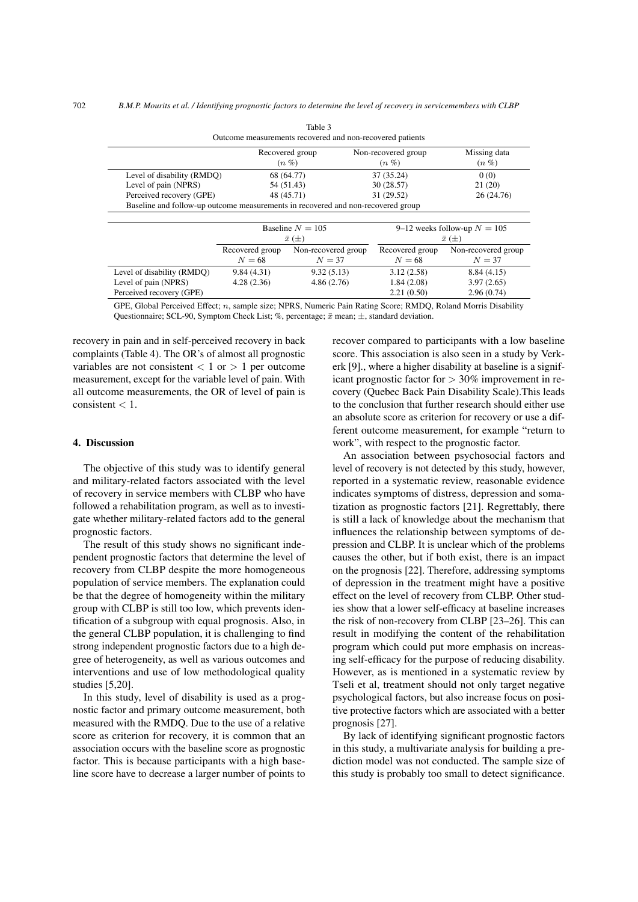Table 3
Outcome measurements recovered and non-recovered patients

| | Recovered group ($n$ %) | Non-recovered group ($n$ %) | Missing data ($n$ %) |
|---|---|---|---|
| Level of disability (RMDQ) | 68 (64.77) | 37 (35.24) | 0 (0) |
| Level of pain (NPRS) | 54 (51.43) | 30 (28.57) | 21 (20) |
| Perceived recovery (GPE) | 48 (45.71) | 31 (29.52) | 26 (24.76) |

Baseline and follow-up outcome measurements in recovered and non-recovered group

| | Baseline $N = 105$ $\bar{x}$ ($\pm$) | | 9–12 weeks follow-up $N = 105$ $\bar{x}$ ($\pm$) | |
|---|---|---|---|---|
| | Recovered group $N = 68$ | Non-recovered group $N = 37$ | Recovered group $N = 68$ | Non-recovered group $N = 37$ |
| Level of disability (RMDQ) | 9.84 (4.31) | 9.32 (5.13) | 3.12 (2.58) | 8.84 (4.15) |
| Level of pain (NPRS) | 4.28 (2.36) | 4.86 (2.76) | 1.84 (2.08) | 3.97 (2.65) |
| Perceived recovery (GPE) | | | 2.21 (0.50) | 2.96 (0.74) |

GPE, Global Perceived Effect; $n$, sample size; NPRS, Numeric Pain Rating Score; RMDQ, Roland Morris Disability Questionnaire; SCL-90, Symptom Check List; %, percentage; $\bar{x}$ mean; $\pm$, standard deviation.

recovery in pain and in self-perceived recovery in back complaints (Table 4). The OR's of almost all prognostic variables are not consistent $< 1$ or $> 1$ per outcome measurement, except for the variable level of pain. With all outcome measurements, the OR of level of pain is consistent $< 1$.

## 4. Discussion

The objective of this study was to identify general and military-related factors associated with the level of recovery in service members with CLBP who have followed a rehabilitation program, as well as to investigate whether military-related factors add to the general prognostic factors.

The result of this study shows no significant independent prognostic factors that determine the level of recovery from CLBP despite the more homogeneous population of service members. The explanation could be that the degree of homogeneity within the military group with CLBP is still too low, which prevents identification of a subgroup with equal prognosis. Also, in the general CLBP population, it is challenging to find strong independent prognostic factors due to a high degree of heterogeneity, as well as various outcomes and interventions and use of low methodological quality studies [5,20].

In this study, level of disability is used as a prognostic factor and primary outcome measurement, both measured with the RMDQ. Due to the use of a relative score as criterion for recovery, it is common that an association occurs with the baseline score as prognostic factor. This is because participants with a high baseline score have to decrease a larger number of points to recover compared to participants with a low baseline score. This association is also seen in a study by Verkerk [9]., where a higher disability at baseline is a significant prognostic factor for $> 30\%$ improvement in recovery (Quebec Back Pain Disability Scale).This leads to the conclusion that further research should either use an absolute score as criterion for recovery or use a different outcome measurement, for example "return to work", with respect to the prognostic factor.

An association between psychosocial factors and level of recovery is not detected by this study, however, reported in a systematic review, reasonable evidence indicates symptoms of distress, depression and somatization as prognostic factors [21]. Regrettably, there is still a lack of knowledge about the mechanism that influences the relationship between symptoms of depression and CLBP. It is unclear which of the problems causes the other, but if both exist, there is an impact on the prognosis [22]. Therefore, addressing symptoms of depression in the treatment might have a positive effect on the level of recovery from CLBP. Other studies show that a lower self-efficacy at baseline increases the risk of non-recovery from CLBP [23–26]. This can result in modifying the content of the rehabilitation program which could put more emphasis on increasing self-efficacy for the purpose of reducing disability. However, as is mentioned in a systematic review by Tseli et al, treatment should not only target negative psychological factors, but also increase focus on positive protective factors which are associated with a better prognosis [27].

By lack of identifying significant prognostic factors in this study, a multivariate analysis for building a prediction model was not conducted. The sample size of this study is probably too small to detect significance.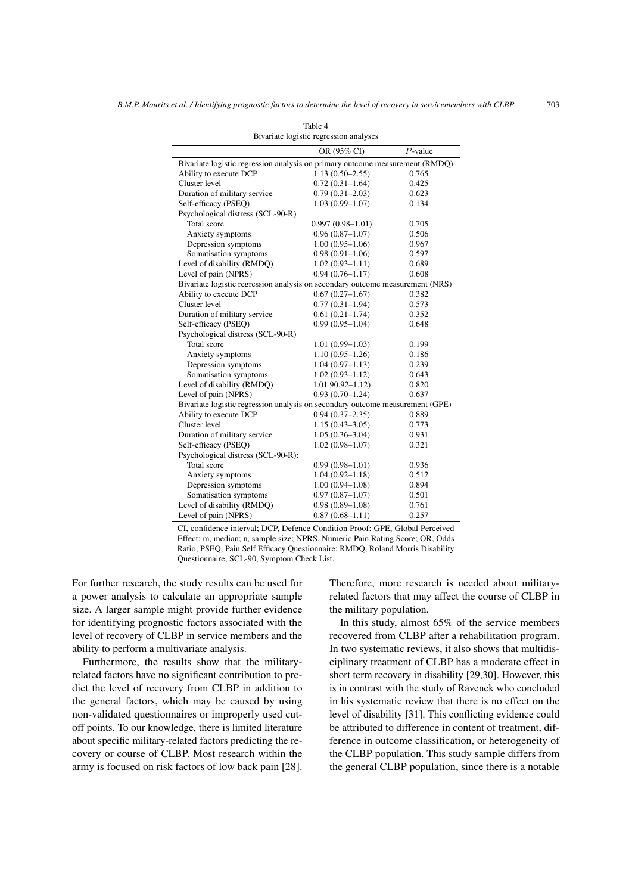Table 4
Bivariate logistic regression analyses

| | OR (95% CI) | *P*-value |
|---|---|---|
| Bivariate logistic regression analysis on primary outcome measurement (RMDQ) | | |
| Ability to execute DCP | 1.13 (0.50–2.55) | 0.765 |
| Cluster level | 0.72 (0.31–1.64) | 0.425 |
| Duration of military service | 0.79 (0.31–2.03) | 0.623 |
| Self-efficacy (PSEQ) | 1.03 (0.99–1.07) | 0.134 |
| Psychological distress (SCL-90-R) | | |
| Total score | 0.997 (0.98–1.01) | 0.705 |
| Anxiety symptoms | 0.96 (0.87–1.07) | 0.506 |
| Depression symptoms | 1.00 (0.95–1.06) | 0.967 |
| Somatisation symptoms | 0.98 (0.91–1.06) | 0.597 |
| Level of disability (RMDQ) | 1.02 (0.93–1.11) | 0.689 |
| Level of pain (NPRS) | 0.94 (0.76–1.17) | 0.608 |
| Bivariate logistic regression analysis on secondary outcome measurement (NRS) | | |
| Ability to execute DCP | 0.67 (0.27–1.67) | 0.382 |
| Cluster level | 0.77 (0.31–1.94) | 0.573 |
| Duration of military service | 0.61 (0.21–1.74) | 0.352 |
| Self-efficacy (PSEQ) | 0.99 (0.95–1.04) | 0.648 |
| Psychological distress (SCL-90-R) | | |
| Total score | 1.01 (0.99–1.03) | 0.199 |
| Anxiety symptoms | 1.10 (0.95–1.26) | 0.186 |
| Depression symptoms | 1.04 (0.97–1.13) | 0.239 |
| Somatisation symptoms | 1.02 (0.93–1.12) | 0.643 |
| Level of disability (RMDQ) | 1.01 90.92–1.12) | 0.820 |
| Level of pain (NPRS) | 0.93 (0.70–1.24) | 0.637 |
| Bivariate logistic regression analysis on secondary outcome measurement (GPE) | | |
| Ability to execute DCP | 0.94 (0.37–2.35) | 0.889 |
| Cluster level | 1.15 (0.43–3.05) | 0.773 |
| Duration of military service | 1.05 (0.36–3.04) | 0.931 |
| Self-efficacy (PSEQ) | 1.02 (0.98–1.07) | 0.321 |
| Psychological distress (SCL-90-R): | | |
| Total score | 0.99 (0.98–1.01) | 0.936 |
| Anxiety symptoms | 1.04 (0.92–1.18) | 0.512 |
| Depression symptoms | 1.00 (0.94–1.08) | 0.894 |
| Somatisation symptoms | 0.97 (0.87–1.07) | 0.501 |
| Level of disability (RMDQ) | 0.98 (0.89–1.08) | 0.761 |
| Level of pain (NPRS) | 0.87 (0.68–1.11) | 0.257 |

CI, confidence interval; DCP, Defence Condition Proof; GPE, Global Perceived Effect; m, median; n, sample size; NPRS, Numeric Pain Rating Score; OR, Odds Ratio; PSEQ, Pain Self Efficacy Questionnaire; RMDQ, Roland Morris Disability Questionnaire; SCL-90, Symptom Check List.

For further research, the study results can be used for a power analysis to calculate an appropriate sample size. A larger sample might provide further evidence for identifying prognostic factors associated with the level of recovery of CLBP in service members and the ability to perform a multivariate analysis.

Furthermore, the results show that the military-related factors have no significant contribution to predict the level of recovery from CLBP in addition to the general factors, which may be caused by using non-validated questionnaires or improperly used cut-off points. To our knowledge, there is limited literature about specific military-related factors predicting the recovery or course of CLBP. Most research within the army is focused on risk factors of low back pain [28]. Therefore, more research is needed about military-related factors that may affect the course of CLBP in the military population.

In this study, almost 65% of the service members recovered from CLBP after a rehabilitation program. In two systematic reviews, it also shows that multidisciplinary treatment of CLBP has a moderate effect in short term recovery in disability [29,30]. However, this is in contrast with the study of Ravenek who concluded in his systematic review that there is no effect on the level of disability [31]. This conflicting evidence could be attributed to difference in content of treatment, difference in outcome classification, or heterogeneity of the CLBP population. This study sample differs from the general CLBP population, since there is a notable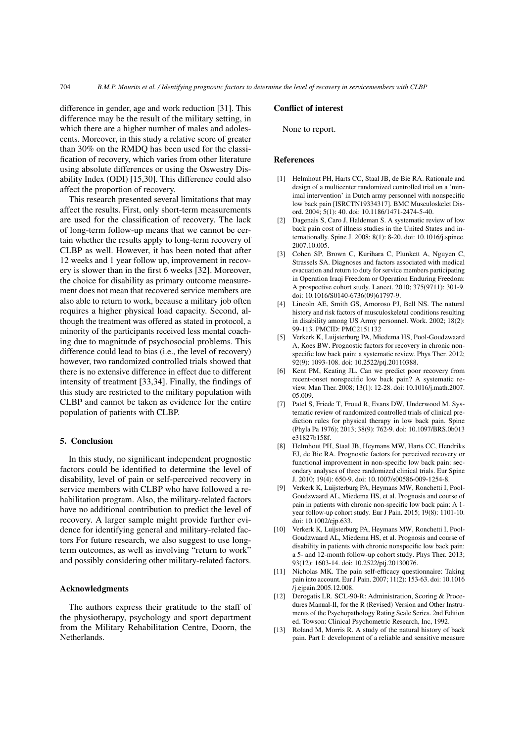difference in gender, age and work reduction [31]. This difference may be the result of the military setting, in which there are a higher number of males and adolescents. Moreover, in this study a relative score of greater than 30% on the RMDQ has been used for the classification of recovery, which varies from other literature using absolute differences or using the Oswestry Disability Index (ODI) [15,30]. This difference could also affect the proportion of recovery.

This research presented several limitations that may affect the results. First, only short-term measurements are used for the classification of recovery. The lack of long-term follow-up means that we cannot be certain whether the results apply to long-term recovery of CLBP as well. However, it has been noted that after 12 weeks and 1 year follow up, improvement in recovery is slower than in the first 6 weeks [32]. Moreover, the choice for disability as primary outcome measurement does not mean that recovered service members are also able to return to work, because a military job often requires a higher physical load capacity. Second, although the treatment was offered as stated in protocol, a minority of the participants received less mental coaching due to magnitude of psychosocial problems. This difference could lead to bias (i.e., the level of recovery) however, two randomized controlled trials showed that there is no extensive difference in effect due to different intensity of treatment [33,34]. Finally, the findings of this study are restricted to the military population with CLBP and cannot be taken as evidence for the entire population of patients with CLBP.

## 5. Conclusion

In this study, no significant independent prognostic factors could be identified to determine the level of disability, level of pain or self-perceived recovery in service members with CLBP who have followed a rehabilitation program. Also, the military-related factors have no additional contribution to predict the level of recovery. A larger sample might provide further evidence for identifying general and military-related factors For future research, we also suggest to use long-term outcomes, as well as involving "return to work" and possibly considering other military-related factors.

## Acknowledgments

The authors express their gratitude to the staff of the physiotherapy, psychology and sport department from the Military Rehabilitation Centre, Doorn, the Netherlands.

## Conflict of interest

None to report.

## References

[1] Helmhout PH, Harts CC, Staal JB, de Bie RA. Rationale and design of a multicenter randomized controlled trial on a 'minimal intervention' in Dutch army personnel with nonspecific low back pain [ISRCTN19334317]. BMC Musculoskelet Disord. 2004; 5(1): 40. doi: 10.1186/1471-2474-5-40.

[2] Dagenais S, Caro J, Haldeman S. A systematic review of low back pain cost of illness studies in the United States and internationally. Spine J. 2008; 8(1): 8-20. doi: 10.1016/j.spinee.2007.10.005.

[3] Cohen SP, Brown C, Kurihara C, Plunkett A, Nguyen C, Strassels SA. Diagnoses and factors associated with medical evacuation and return to duty for service members participating in Operation Iraqi Freedom or Operation Enduring Freedom: A prospective cohort study. Lancet. 2010; 375(9711): 301-9. doi: 10.1016/S0140-6736(09)61797-9.

[4] Lincoln AE, Smith GS, Amoroso PJ, Bell NS. The natural history and risk factors of musculoskeletal conditions resulting in disability among US Army personnel. Work. 2002; 18(2): 99-113. PMCID: PMC2151132

[5] Verkerk K, Luijsterburg PA, Miedema HS, Pool-Goudzwaard A, Koes BW. Prognostic factors for recovery in chronic nonspecific low back pain: a systematic review. Phys Ther. 2012; 92(9): 1093-108. doi: 10.2522/ptj.20110388.

[6] Kent PM, Keating JL. Can we predict poor recovery from recent-onset nonspecific low back pain? A systematic review. Man Ther. 2008; 13(1): 12-28. doi: 10.1016/j.math.2007.05.009.

[7] Patel S, Friede T, Froud R, Evans DW, Underwood M. Systematic review of randomized controlled trials of clinical prediction rules for physical therapy in low back pain. Spine (Phyla Pa 1976); 2013; 38(9): 762-9. doi: 10.1097/BRS.0b013e31827b158f.

[8] Helmhout PH, Staal JB, Heymans MW, Harts CC, Hendriks EJ, de Bie RA. Prognostic factors for perceived recovery or functional improvement in non-specific low back pain: secondary analyses of three randomized clinical trials. Eur Spine J. 2010; 19(4): 650-9. doi: 10.1007/s00586-009-1254-8.

[9] Verkerk K, Luijsterburg PA, Heymans MW, Ronchetti I, Pool-Goudzwaard AL, Miedema HS, et al. Prognosis and course of pain in patients with chronic non-specific low back pain: A 1-year follow-up cohort study. Eur J Pain. 2015; 19(8): 1101-10. doi: 10.1002/ejp.633.

[10] Verkerk K, Luijsterburg PA, Heymans MW, Ronchetti I, Pool-Goudzwaard AL, Miedema HS, et al. Prognosis and course of disability in patients with chronic nonspecific low back pain: a 5- and 12-month follow-up cohort study. Phys Ther. 2013; 93(12): 1603-14. doi: 10.2522/ptj.20130076.

[11] Nicholas MK. The pain self-efficacy questionnaire: Taking pain into account. Eur J Pain. 2007; 11(2): 153-63. doi: 10.1016/j.ejpain.2005.12.008.

[12] Derogatis LR. SCL-90-R: Administration, Scoring & Procedures Manual-II, for the R (Revised) Version and Other Instruments of the Psychopathology Rating Scale Series. 2nd Edition ed. Towson: Clinical Psychometric Research, Inc, 1992.

[13] Roland M, Morris R. A study of the natural history of back pain. Part I: development of a reliable and sensitive measure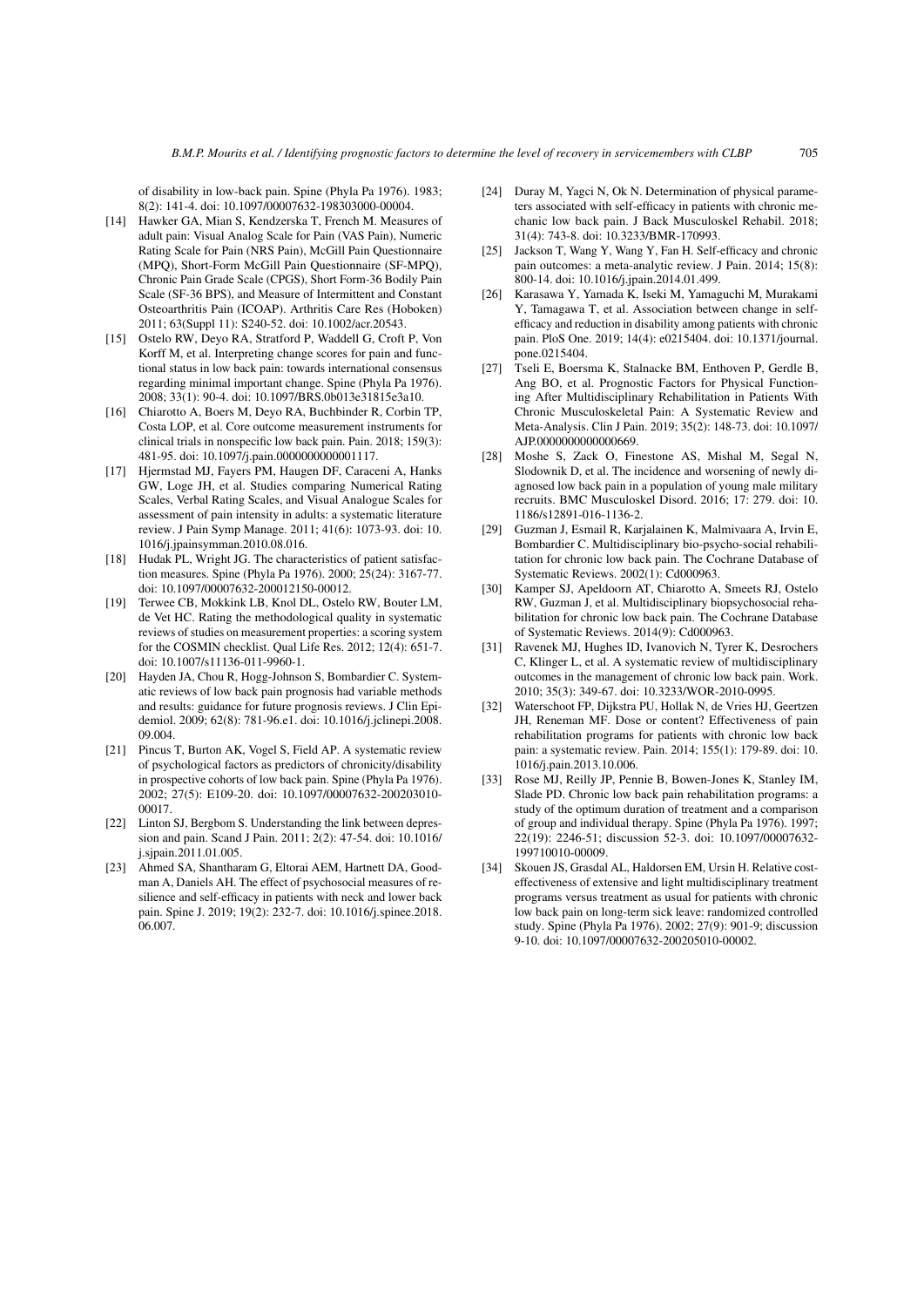of disability in low-back pain. Spine (Phyla Pa 1976). 1983; 8(2): 141-4. doi: 10.1097/00007632-198303000-00004.

[14] Hawker GA, Mian S, Kendzerska T, French M. Measures of adult pain: Visual Analog Scale for Pain (VAS Pain), Numeric Rating Scale for Pain (NRS Pain), McGill Pain Questionnaire (MPQ), Short-Form McGill Pain Questionnaire (SF-MPQ), Chronic Pain Grade Scale (CPGS), Short Form-36 Bodily Pain Scale (SF-36 BPS), and Measure of Intermittent and Constant Osteoarthritis Pain (ICOAP). Arthritis Care Res (Hoboken) 2011; 63(Suppl 11): S240-52. doi: 10.1002/acr.20543.

[15] Ostelo RW, Deyo RA, Stratford P, Waddell G, Croft P, Von Korff M, et al. Interpreting change scores for pain and functional status in low back pain: towards international consensus regarding minimal important change. Spine (Phyla Pa 1976). 2008; 33(1): 90-4. doi: 10.1097/BRS.0b013e31815e3a10.

[16] Chiarotto A, Boers M, Deyo RA, Buchbinder R, Corbin TP, Costa LOP, et al. Core outcome measurement instruments for clinical trials in nonspecific low back pain. Pain. 2018; 159(3): 481-95. doi: 10.1097/j.pain.0000000000001117.

[17] Hjermstad MJ, Fayers PM, Haugen DF, Caraceni A, Hanks GW, Loge JH, et al. Studies comparing Numerical Rating Scales, Verbal Rating Scales, and Visual Analogue Scales for assessment of pain intensity in adults: a systematic literature review. J Pain Symp Manage. 2011; 41(6): 1073-93. doi: 10.1016/j.jpainsymman.2010.08.016.

[18] Hudak PL, Wright JG. The characteristics of patient satisfaction measures. Spine (Phyla Pa 1976). 2000; 25(24): 3167-77. doi: 10.1097/00007632-200012150-00012.

[19] Terwee CB, Mokkink LB, Knol DL, Ostelo RW, Bouter LM, de Vet HC. Rating the methodological quality in systematic reviews of studies on measurement properties: a scoring system for the COSMIN checklist. Qual Life Res. 2012; 12(4): 651-7. doi: 10.1007/s11136-011-9960-1.

[20] Hayden JA, Chou R, Hogg-Johnson S, Bombardier C. Systematic reviews of low back pain prognosis had variable methods and results: guidance for future prognosis reviews. J Clin Epidemiol. 2009; 62(8): 781-96.e1. doi: 10.1016/j.jclinepi.2008.09.004.

[21] Pincus T, Burton AK, Vogel S, Field AP. A systematic review of psychological factors as predictors of chronicity/disability in prospective cohorts of low back pain. Spine (Phyla Pa 1976). 2002; 27(5): E109-20. doi: 10.1097/00007632-200203010-00017.

[22] Linton SJ, Bergbom S. Understanding the link between depression and pain. Scand J Pain. 2011; 2(2): 47-54. doi: 10.1016/j.sjpain.2011.01.005.

[23] Ahmed SA, Shantharam G, Eltorai AEM, Hartnett DA, Goodman A, Daniels AH. The effect of psychosocial measures of resilience and self-efficacy in patients with neck and lower back pain. Spine J. 2019; 19(2): 232-7. doi: 10.1016/j.spinee.2018.06.007.

[24] Duray M, Yagci N, Ok N. Determination of physical parameters associated with self-efficacy in patients with chronic mechanic low back pain. J Back Musculoskel Rehabil. 2018; 31(4): 743-8. doi: 10.3233/BMR-170993.

[25] Jackson T, Wang Y, Wang Y, Fan H. Self-efficacy and chronic pain outcomes: a meta-analytic review. J Pain. 2014; 15(8): 800-14. doi: 10.1016/j.jpain.2014.01.499.

[26] Karasawa Y, Yamada K, Iseki M, Yamaguchi M, Murakami Y, Tamagawa T, et al. Association between change in self-efficacy and reduction in disability among patients with chronic pain. PloS One. 2019; 14(4): e0215404. doi: 10.1371/journal.pone.0215404.

[27] Tseli E, Boersma K, Stalnacke BM, Enthoven P, Gerdle B, Ang BO, et al. Prognostic Factors for Physical Functioning After Multidisciplinary Rehabilitation in Patients With Chronic Musculoskeletal Pain: A Systematic Review and Meta-Analysis. Clin J Pain. 2019; 35(2): 148-73. doi: 10.1097/AJP.0000000000000669.

[28] Moshe S, Zack O, Finestone AS, Mishal M, Segal N, Slodownik D, et al. The incidence and worsening of newly diagnosed low back pain in a population of young male military recruits. BMC Musculoskel Disord. 2016; 17: 279. doi: 10.1186/s12891-016-1136-2.

[29] Guzman J, Esmail R, Karjalainen K, Malmivaara A, Irvin E, Bombardier C. Multidisciplinary bio-psycho-social rehabilitation for chronic low back pain. The Cochrane Database of Systematic Reviews. 2002(1): Cd000963.

[30] Kamper SJ, Apeldoorn AT, Chiarotto A, Smeets RJ, Ostelo RW, Guzman J, et al. Multidisciplinary biopsychosocial rehabilitation for chronic low back pain. The Cochrane Database of Systematic Reviews. 2014(9): Cd000963.

[31] Ravenek MJ, Hughes ID, Ivanovich N, Tyrer K, Desrochers C, Klinger L, et al. A systematic review of multidisciplinary outcomes in the management of chronic low back pain. Work. 2010; 35(3): 349-67. doi: 10.3233/WOR-2010-0995.

[32] Waterschoot FP, Dijkstra PU, Hollak N, de Vries HJ, Geertzen JH, Reneman MF. Dose or content? Effectiveness of pain rehabilitation programs for patients with chronic low back pain: a systematic review. Pain. 2014; 155(1): 179-89. doi: 10.1016/j.pain.2013.10.006.

[33] Rose MJ, Reilly JP, Pennie B, Bowen-Jones K, Stanley IM, Slade PD. Chronic low back pain rehabilitation programs: a study of the optimum duration of treatment and a comparison of group and individual therapy. Spine (Phyla Pa 1976). 1997; 22(19): 2246-51; discussion 52-3. doi: 10.1097/00007632-199710010-00009.

[34] Skouen JS, Grasdal AL, Haldorsen EM, Ursin H. Relative cost-effectiveness of extensive and light multidisciplinary treatment programs versus treatment as usual for patients with chronic low back pain on long-term sick leave: randomized controlled study. Spine (Phyla Pa 1976). 2002; 27(9): 901-9; discussion 9-10. doi: 10.1097/00007632-200205010-00002.